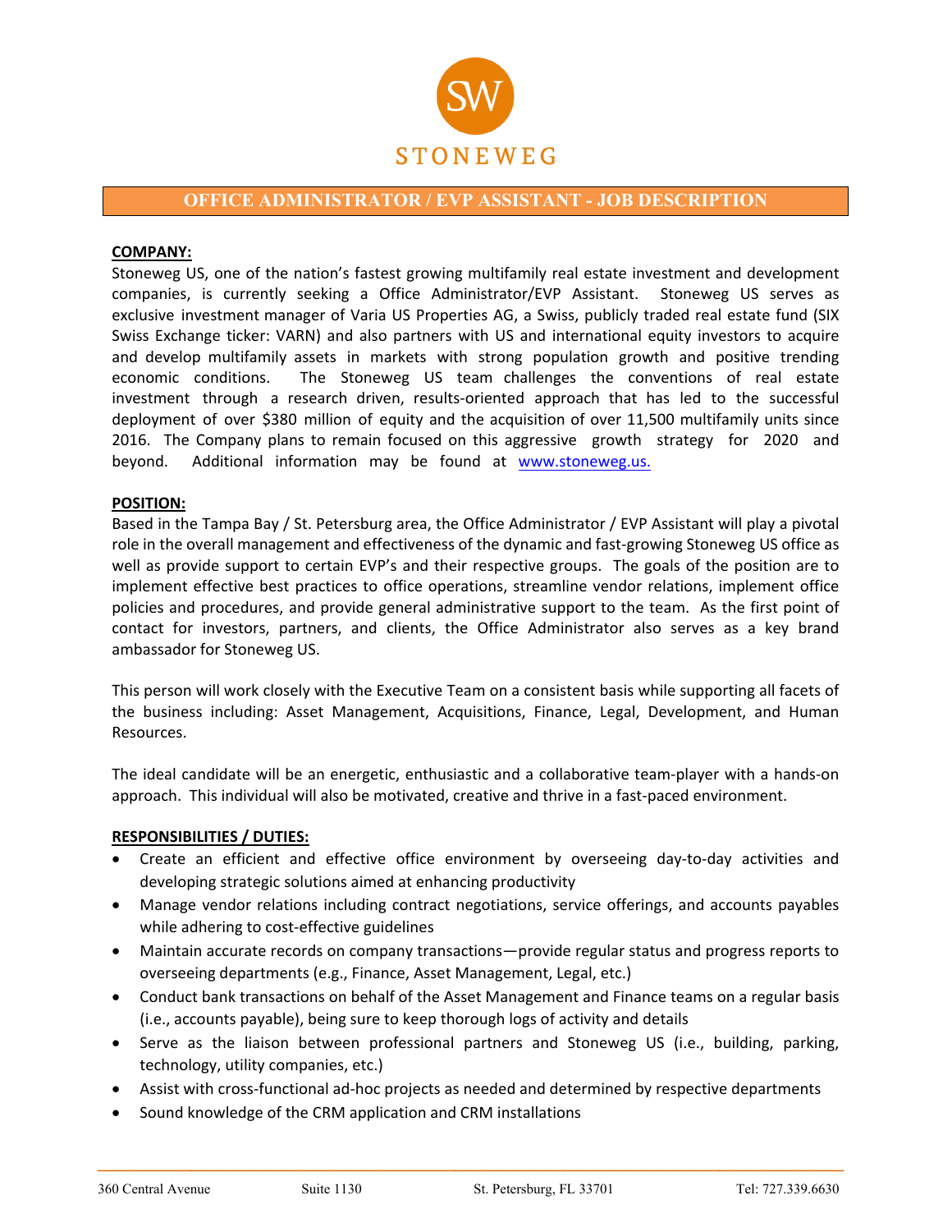STONEWEG

# OFFICE ADMINISTRATOR / EVP ASSISTANT - JOB DESCRIPTION

**COMPANY:**

Stoneweg US, one of the nation's fastest growing multifamily real estate investment and development companies, is currently seeking a Office Administrator/EVP Assistant. Stoneweg US serves as exclusive investment manager of Varia US Properties AG, a Swiss, publicly traded real estate fund (SIX Swiss Exchange ticker: VARN) and also partners with US and international equity investors to acquire and develop multifamily assets in markets with strong population growth and positive trending economic conditions. The Stoneweg US team challenges the conventions of real estate investment through a research driven, results-oriented approach that has led to the successful deployment of over $380 million of equity and the acquisition of over 11,500 multifamily units since 2016. The Company plans to remain focused on this aggressive growth strategy for 2020 and beyond. Additional information may be found at www.stoneweg.us.

**POSITION:**

Based in the Tampa Bay / St. Petersburg area, the Office Administrator / EVP Assistant will play a pivotal role in the overall management and effectiveness of the dynamic and fast-growing Stoneweg US office as well as provide support to certain EVP's and their respective groups. The goals of the position are to implement effective best practices to office operations, streamline vendor relations, implement office policies and procedures, and provide general administrative support to the team. As the first point of contact for investors, partners, and clients, the Office Administrator also serves as a key brand ambassador for Stoneweg US.

This person will work closely with the Executive Team on a consistent basis while supporting all facets of the business including: Asset Management, Acquisitions, Finance, Legal, Development, and Human Resources.

The ideal candidate will be an energetic, enthusiastic and a collaborative team-player with a hands-on approach. This individual will also be motivated, creative and thrive in a fast-paced environment.

**RESPONSIBILITIES / DUTIES:**

- Create an efficient and effective office environment by overseeing day-to-day activities and developing strategic solutions aimed at enhancing productivity
- Manage vendor relations including contract negotiations, service offerings, and accounts payables while adhering to cost-effective guidelines
- Maintain accurate records on company transactions—provide regular status and progress reports to overseeing departments (e.g., Finance, Asset Management, Legal, etc.)
- Conduct bank transactions on behalf of the Asset Management and Finance teams on a regular basis (i.e., accounts payable), being sure to keep thorough logs of activity and details
- Serve as the liaison between professional partners and Stoneweg US (i.e., building, parking, technology, utility companies, etc.)
- Assist with cross-functional ad-hoc projects as needed and determined by respective departments
- Sound knowledge of the CRM application and CRM installations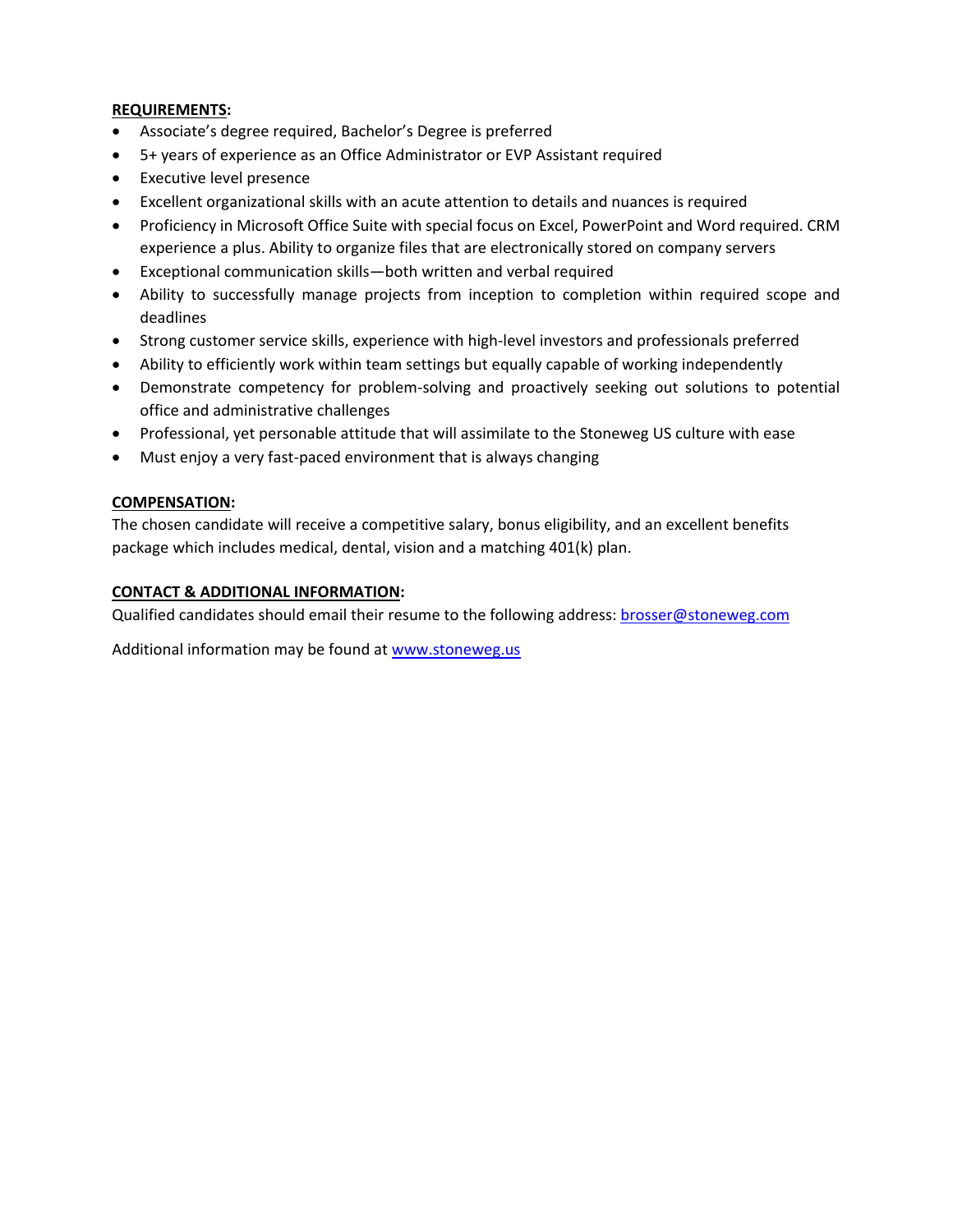**REQUIREMENTS:**

- Associate's degree required, Bachelor's Degree is preferred
- 5+ years of experience as an Office Administrator or EVP Assistant required
- Executive level presence
- Excellent organizational skills with an acute attention to details and nuances is required
- Proficiency in Microsoft Office Suite with special focus on Excel, PowerPoint and Word required. CRM experience a plus. Ability to organize files that are electronically stored on company servers
- Exceptional communication skills—both written and verbal required
- Ability to successfully manage projects from inception to completion within required scope and deadlines
- Strong customer service skills, experience with high-level investors and professionals preferred
- Ability to efficiently work within team settings but equally capable of working independently
- Demonstrate competency for problem-solving and proactively seeking out solutions to potential office and administrative challenges
- Professional, yet personable attitude that will assimilate to the Stoneweg US culture with ease
- Must enjoy a very fast-paced environment that is always changing

**COMPENSATION:**

The chosen candidate will receive a competitive salary, bonus eligibility, and an excellent benefits package which includes medical, dental, vision and a matching 401(k) plan.

**CONTACT & ADDITIONAL INFORMATION:**

Qualified candidates should email their resume to the following address: brosser@stoneweg.com

Additional information may be found at www.stoneweg.us